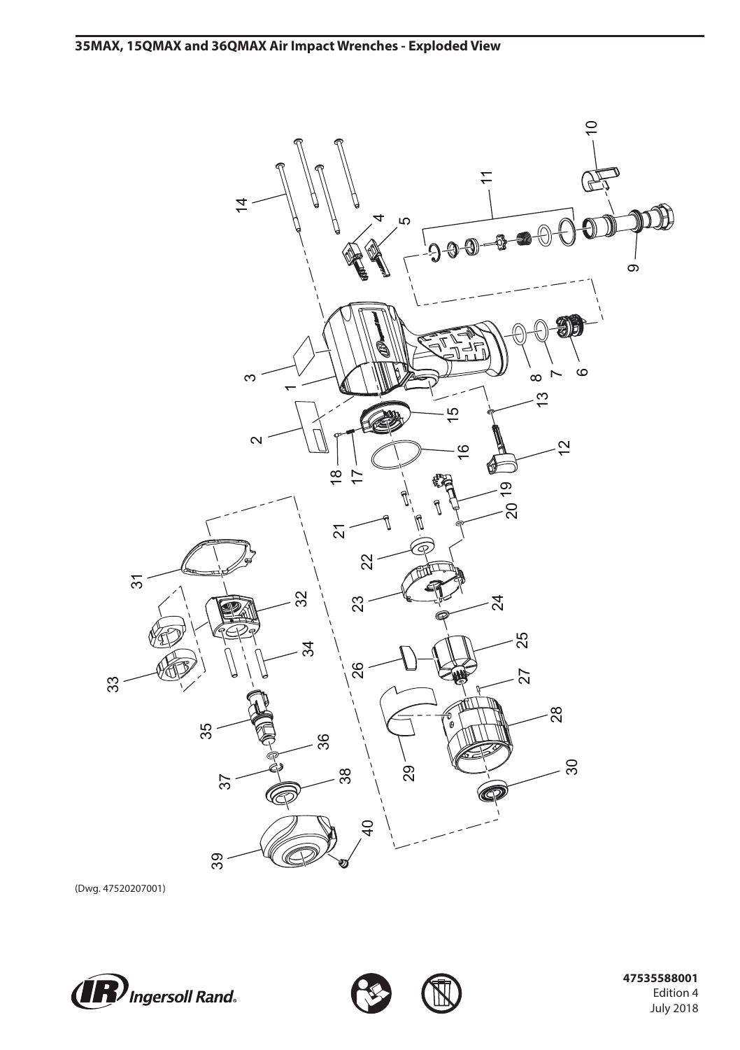## 35MAX, 15QMAX and 36QMAX Air Impact Wrenches - Exploded View

(Dwg. 47520207001)

**47535588001**
Edition 4
July 2018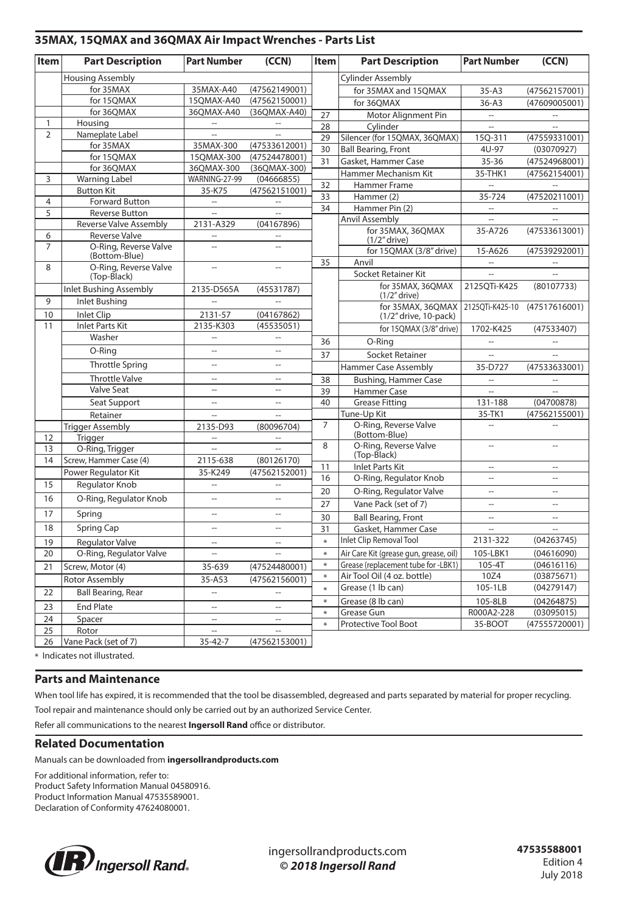## 35MAX, 15QMAX and 36QMAX Air Impact Wrenches - Parts List

| Item | Part Description | Part Number | (CCN) |
|---|---|---|---|
| | Housing Assembly | | |
| | for 35MAX | 35MAX-A40 | (47562149001) |
| | for 15QMAX | 15QMAX-A40 | (47562150001) |
| | for 36QMAX | 36QMAX-A40 | (36QMAX-A40) |
| 1 | Housing | -- | -- |
| 2 | Nameplate Label | -- | -- |
| | for 35MAX | 35MAX-300 | (47533612001) |
| | for 15QMAX | 15QMAX-300 | (47524478001) |
| | for 36QMAX | 36QMAX-300 | (36QMAX-300) |
| 3 | Warning Label | WARNING-27-99 | (04666855) |
| | Button Kit | 35-K75 | (47562151001) |
| 4 | Forward Button | -- | -- |
| 5 | Reverse Button | -- | -- |
| | Reverse Valve Assembly | 2131-A329 | (04167896) |
| 6 | Reverse Valve | -- | -- |
| 7 | O-Ring, Reverse Valve (Bottom-Blue) | -- | -- |
| 8 | O-Ring, Reverse Valve (Top-Black) | -- | -- |
| | Inlet Bushing Assembly | 2135-D565A | (45531787) |
| 9 | Inlet Bushing | -- | -- |
| 10 | Inlet Clip | 2131-57 | (04167862) |
| 11 | Inlet Parts Kit | 2135-K303 | (45535051) |
| | Washer | -- | -- |
| | O-Ring | -- | -- |
| | Throttle Spring | -- | -- |
| | Throttle Valve | -- | -- |
| | Valve Seat | -- | -- |
| | Seat Support | -- | -- |
| | Retainer | -- | -- |
| | Trigger Assembly | 2135-D93 | (80096704) |
| 12 | Trigger | -- | -- |
| 13 | O-Ring, Trigger | -- | -- |
| 14 | Screw, Hammer Case (4) | 2115-638 | (80126170) |
| | Power Regulator Kit | 35-K249 | (47562152001) |
| 15 | Regulator Knob | -- | -- |
| 16 | O-Ring, Regulator Knob | -- | -- |
| 17 | Spring | -- | -- |
| 18 | Spring Cap | -- | -- |
| 19 | Regulator Valve | -- | -- |
| 20 | O-Ring, Regulator Valve | -- | -- |
| 21 | Screw, Motor (4) | 35-639 | (47524480001) |
| | Rotor Assembly | 35-A53 | (47562156001) |
| 22 | Ball Bearing, Rear | -- | -- |
| 23 | End Plate | -- | -- |
| 24 | Spacer | -- | -- |
| 25 | Rotor | -- | -- |
| 26 | Vane Pack (set of 7) | 35-42-7 | (47562153001) |
| | Cylinder Assembly | | |
| | for 35MAX and 15QMAX | 35-A3 | (47562157001) |
| | for 36QMAX | 36-A3 | (47609005001) |
| 27 | Motor Alignment Pin | -- | -- |
| 28 | Cylinder | -- | -- |
| 29 | Silencer (for 15QMAX, 36QMAX) | 15Q-311 | (47559331001) |
| 30 | Ball Bearing, Front | 4U-97 | (03070927) |
| 31 | Gasket, Hammer Case | 35-36 | (47524968001) |
| | Hammer Mechanism Kit | 35-THK1 | (47562154001) |
| 32 | Hammer Frame | -- | -- |
| 33 | Hammer (2) | 35-724 | (47520211001) |
| 34 | Hammer Pin (2) | -- | -- |
| | Anvil Assembly | -- | -- |
| | for 35MAX, 36QMAX (1/2" drive) | 35-A726 | (47533613001) |
| | for 15QMAX (3/8" drive) | 15-A626 | (47539292001) |
| 35 | Anvil | -- | -- |
| | Socket Retainer Kit | -- | -- |
| | for 35MAX, 36QMAX (1/2" drive) | 2125QTi-K425 | (80107733) |
| | for 35MAX, 36QMAX (1/2" drive, 10-pack) | 2125QTi-K425-10 | (47517616001) |
| | for 15QMAX (3/8" drive) | 1702-K425 | (47533407) |
| 36 | O-Ring | -- | -- |
| 37 | Socket Retainer | -- | -- |
| | Hammer Case Assembly | 35-D727 | (47533633001) |
| 38 | Bushing, Hammer Case | -- | -- |
| 39 | Hammer Case | -- | -- |
| 40 | Grease Fitting | 131-188 | (04700878) |
| | Tune-Up Kit | 35-TK1 | (47562155001) |
| 7 | O-Ring, Reverse Valve (Bottom-Blue) | -- | -- |
| 8 | O-Ring, Reverse Valve (Top-Black) | -- | -- |
| 11 | Inlet Parts Kit | -- | -- |
| 16 | O-Ring, Regulator Knob | -- | -- |
| 20 | O-Ring, Regulator Valve | -- | -- |
| 27 | Vane Pack (set of 7) | -- | -- |
| 30 | Ball Bearing, Front | -- | -- |
| 31 | Gasket, Hammer Case | -- | -- |
| * | Inlet Clip Removal Tool | 2131-322 | (04263745) |
| * | Air Care Kit (grease gun, grease, oil) | 105-LBK1 | (04616090) |
| * | Grease (replacement tube for -LBK1) | 105-4T | (04616116) |
| * | Air Tool Oil (4 oz. bottle) | 10Z4 | (03875671) |
| * | Grease (1 lb can) | 105-1LB | (04279147) |
| * | Grease (8 lb can) | 105-8LB | (04264875) |
| * | Grease Gun | R000A2-228 | (03095015) |
| * | Protective Tool Boot | 35-BOOT | (47555720001) |

* Indicates not illustrated.

## Parts and Maintenance

When tool life has expired, it is recommended that the tool be disassembled, degreased and parts separated by material for proper recycling.

Tool repair and maintenance should only be carried out by an authorized Service Center.

Refer all communications to the nearest **Ingersoll Rand** office or distributor.

## Related Documentation

Manuals can be downloaded from **ingersollrandproducts.com**

For additional information, refer to:
Product Safety Information Manual 04580916.
Product Information Manual 47535589001.
Declaration of Conformity 47624080001.

Ingersoll Rand

ingersollrandproducts.com
***© 2018 Ingersoll Rand***

**47535588001**
Edition 4
July 2018